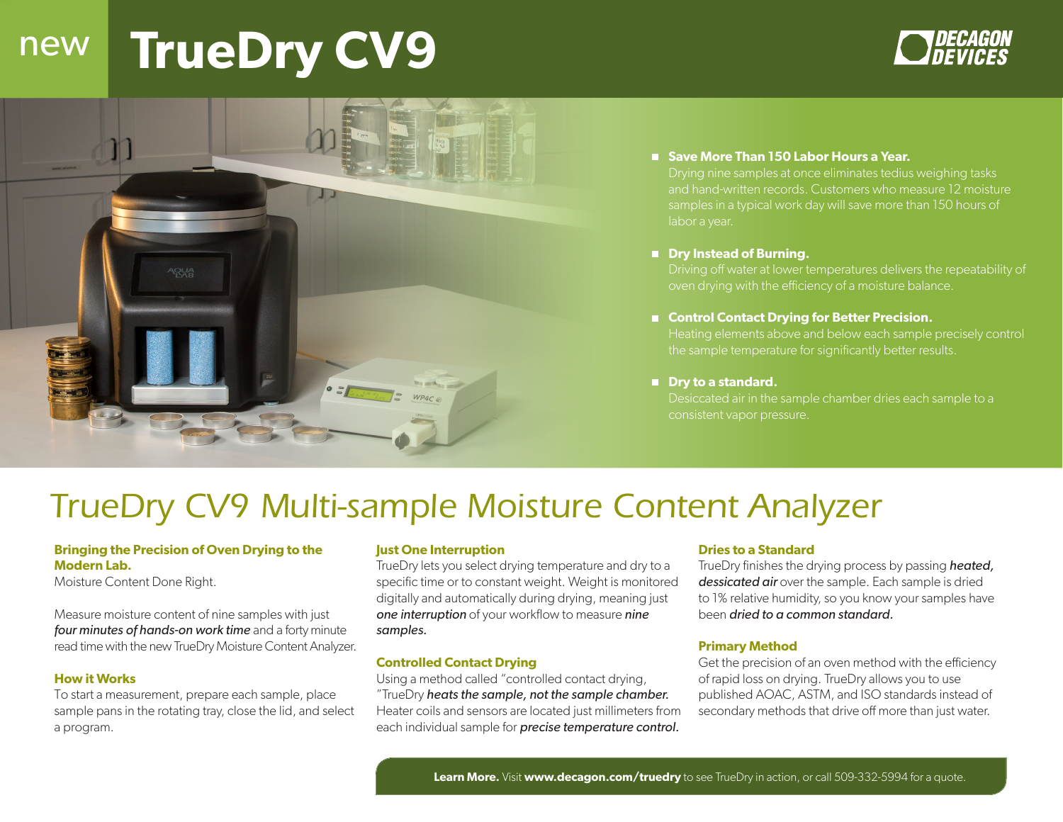# new TrueDry CV9

DECAGON DEVICES

- **Save More Than 150 Labor Hours a Year.** Drying nine samples at once eliminates tedius weighing tasks and hand-written records. Customers who measure 12 moisture samples in a typical work day will save more than 150 hours of labor a year.
- **Dry Instead of Burning.** Driving off water at lower temperatures delivers the repeatability of oven drying with the efficiency of a moisture balance.
- **Control Contact Drying for Better Precision.** Heating elements above and below each sample precisely control the sample temperature for significantly better results.
- **Dry to a standard.** Desiccated air in the sample chamber dries each sample to a consistent vapor pressure.

## TrueDry CV9 Multi-sample Moisture Content Analyzer

### Bringing the Precision of Oven Drying to the Modern Lab.

Moisture Content Done Right.

Measure moisture content of nine samples with just ***four minutes of hands-on work time*** and a forty minute read time with the new TrueDry Moisture Content Analyzer.

### How it Works

To start a measurement, prepare each sample, place sample pans in the rotating tray, close the lid, and select a program.

### Just One Interruption

TrueDry lets you select drying temperature and dry to a specific time or to constant weight. Weight is monitored digitally and automatically during drying, meaning just ***one interruption*** of your workflow to measure ***nine samples.***

### Controlled Contact Drying

Using a method called "controlled contact drying, "TrueDry ***heats the sample, not the sample chamber.*** Heater coils and sensors are located just millimeters from each individual sample for ***precise temperature control.***

### Dries to a Standard

TrueDry finishes the drying process by passing ***heated, dessicated air*** over the sample. Each sample is dried to 1% relative humidity, so you know your samples have been ***dried to a common standard.***

### Primary Method

Get the precision of an oven method with the efficiency of rapid loss on drying. TrueDry allows you to use published AOAC, ASTM, and ISO standards instead of secondary methods that drive off more than just water.

**Learn More.** Visit **www.decagon.com/truedry** to see TrueDry in action, or call 509-332-5994 for a quote.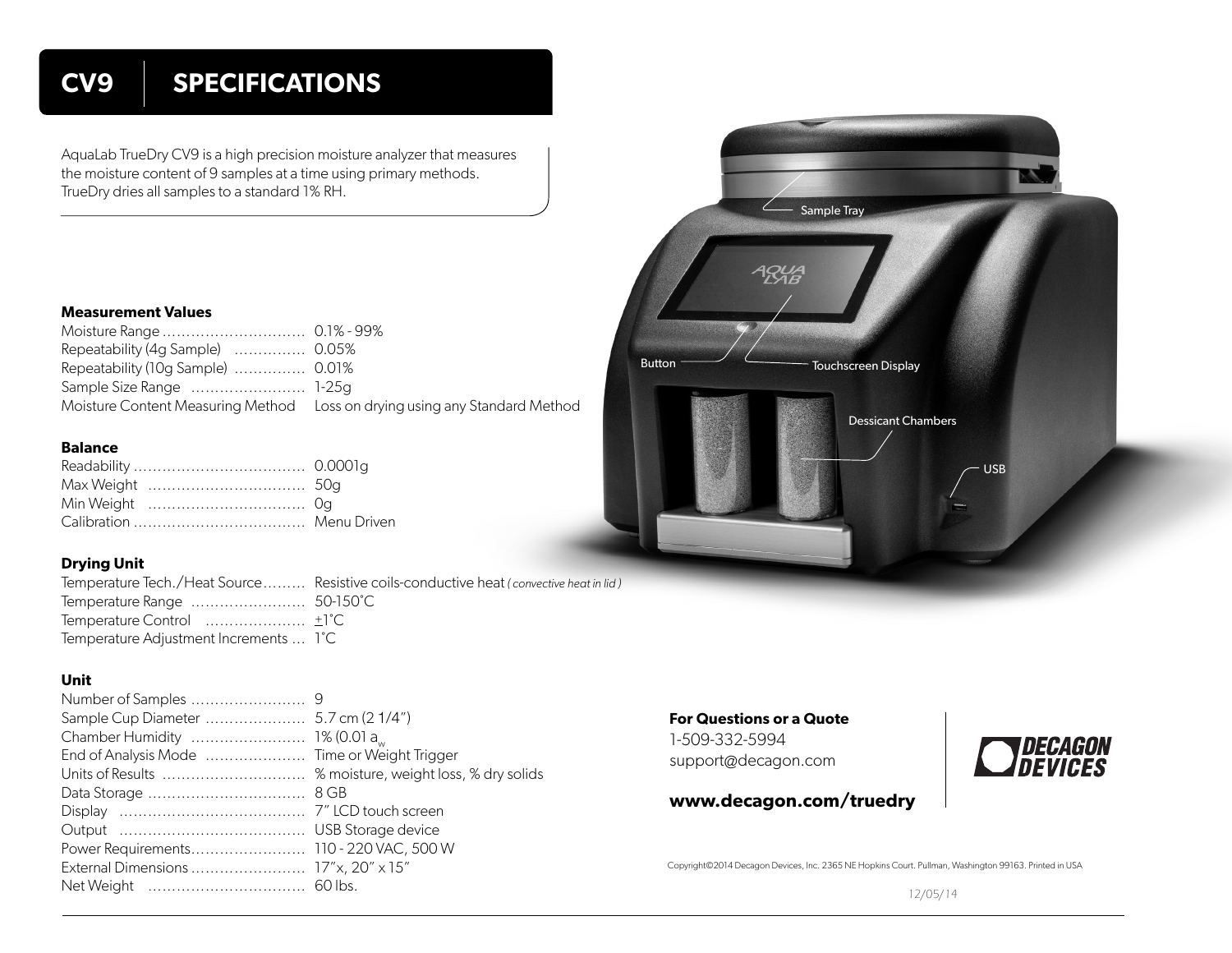# CV9 | SPECIFICATIONS

AquaLab TrueDry CV9 is a high precision moisture analyzer that measures the moisture content of 9 samples at a time using primary methods. TrueDry dries all samples to a standard 1% RH.

Sample Tray

Button

Touchscreen Display

Dessicant Chambers

USB

### Measurement Values

| | |
|---|---|
| Moisture Range | 0.1% - 99% |
| Repeatability (4g Sample) | 0.05% |
| Repeatability (10g Sample) | 0.01% |
| Sample Size Range | 1-25g |
| Moisture Content Measuring Method | Loss on drying using any Standard Method |

### Balance

| | |
|---|---|
| Readability | 0.0001g |
| Max Weight | 50g |
| Min Weight | 0g |
| Calibration | Menu Driven |

### Drying Unit

| | |
|---|---|
| Temperature Tech./Heat Source | Resistive coils-conductive heat *( convective heat in lid )* |
| Temperature Range | 50-150˚C |
| Temperature Control | ±1˚C |
| Temperature Adjustment Increments | 1˚C |

### Unit

| | |
|---|---|
| Number of Samples | 9 |
| Sample Cup Diameter | 5.7 cm (2 1/4") |
| Chamber Humidity | 1% (0.01 $a_w$ |
| End of Analysis Mode | Time or Weight Trigger |
| Units of Results | % moisture, weight loss, % dry solids |
| Data Storage | 8 GB |
| Display | 7" LCD touch screen |
| Output | USB Storage device |
| Power Requirements | 110 - 220 VAC, 500 W |
| External Dimensions | 17"x, 20" x 15" |
| Net Weight | 60 lbs. |

**For Questions or a Quote**
1-509-332-5994
support@decagon.com

**www.decagon.com/truedry**

DECAGON DEVICES

Copyright©2014 Decagon Devices, Inc. 2365 NE Hopkins Court. Pullman, Washington 99163. Printed in USA

12/05/14